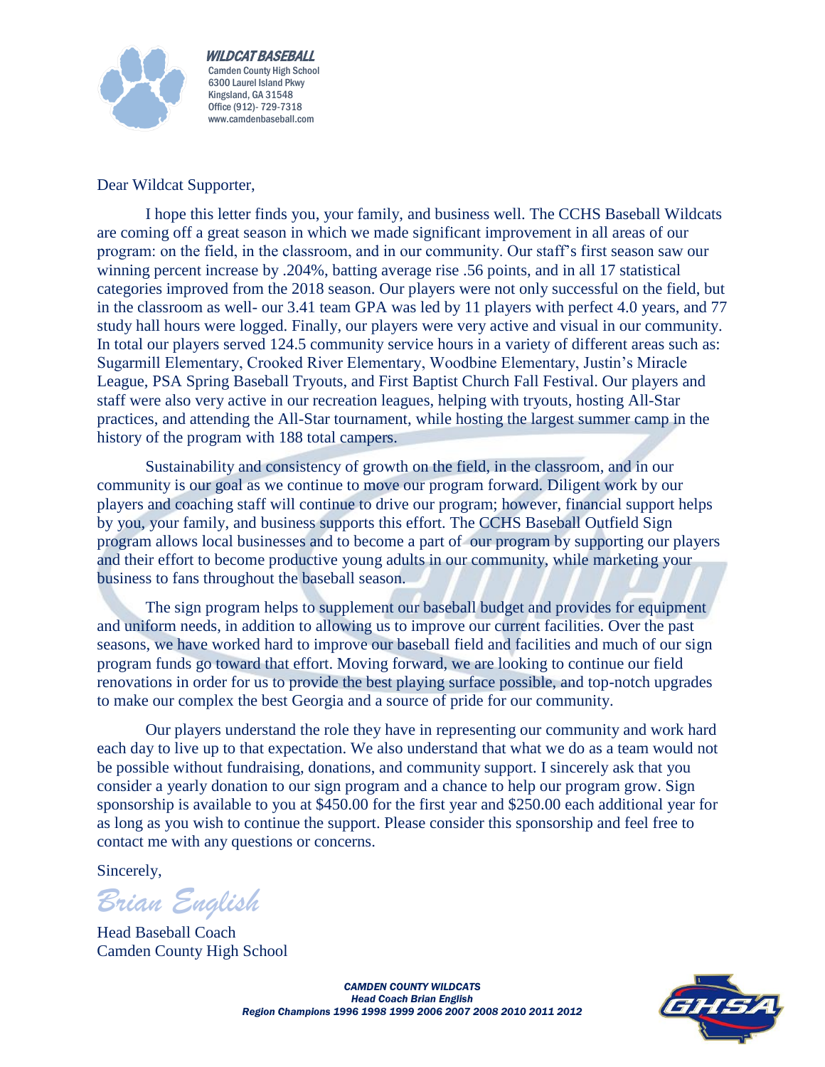**WILDCAT BASEBALL**

Camden County High School
6300 Laurel Island Pkwy
Kingsland, GA 31548
Office (912)- 729-7318
www.camdenbaseball.com

Dear Wildcat Supporter,

I hope this letter finds you, your family, and business well. The CCHS Baseball Wildcats are coming off a great season in which we made significant improvement in all areas of our program: on the field, in the classroom, and in our community. Our staff's first season saw our winning percent increase by .204%, batting average rise .56 points, and in all 17 statistical categories improved from the 2018 season. Our players were not only successful on the field, but in the classroom as well- our 3.41 team GPA was led by 11 players with perfect 4.0 years, and 77 study hall hours were logged. Finally, our players were very active and visual in our community. In total our players served 124.5 community service hours in a variety of different areas such as: Sugarmill Elementary, Crooked River Elementary, Woodbine Elementary, Justin's Miracle League, PSA Spring Baseball Tryouts, and First Baptist Church Fall Festival. Our players and staff were also very active in our recreation leagues, helping with tryouts, hosting All-Star practices, and attending the All-Star tournament, while hosting the largest summer camp in the history of the program with 188 total campers.

Sustainability and consistency of growth on the field, in the classroom, and in our community is our goal as we continue to move our program forward. Diligent work by our players and coaching staff will continue to drive our program; however, financial support helps by you, your family, and business supports this effort. The CCHS Baseball Outfield Sign program allows local businesses and to become a part of our program by supporting our players and their effort to become productive young adults in our community, while marketing your business to fans throughout the baseball season.

The sign program helps to supplement our baseball budget and provides for equipment and uniform needs, in addition to allowing us to improve our current facilities. Over the past seasons, we have worked hard to improve our baseball field and facilities and much of our sign program funds go toward that effort. Moving forward, we are looking to continue our field renovations in order for us to provide the best playing surface possible, and top-notch upgrades to make our complex the best Georgia and a source of pride for our community.

Our players understand the role they have in representing our community and work hard each day to live up to that expectation. We also understand that what we do as a team would not be possible without fundraising, donations, and community support. I sincerely ask that you consider a yearly donation to our sign program and a chance to help our program grow. Sign sponsorship is available to you at $450.00 for the first year and $250.00 each additional year for as long as you wish to continue the support. Please consider this sponsorship and feel free to contact me with any questions or concerns.

Sincerely,

*Brian English*

Head Baseball Coach
Camden County High School

*CAMDEN COUNTY WILDCATS*
*Head Coach Brian English*
*Region Champions 1996 1998 1999 2006 2007 2008 2010 2011 2012*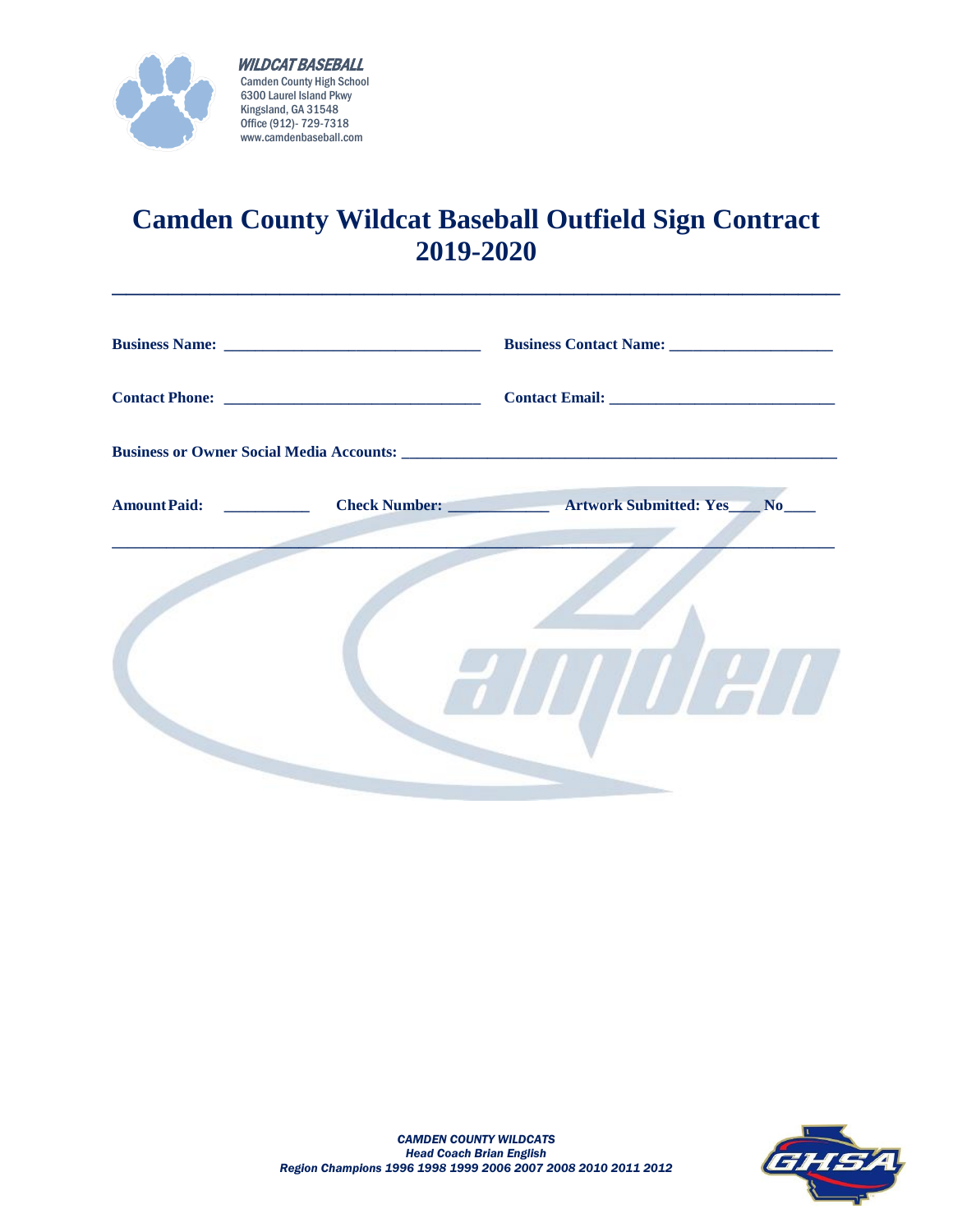*WILDCAT BASEBALL*
Camden County High School
6300 Laurel Island Pkwy
Kingsland, GA 31548
Office (912)- 729-7318
www.camdenbaseball.com

# Camden County Wildcat Baseball Outfield Sign Contract 2019-2020

---

**Business Name:** ______________________________ **Business Contact Name:** ____________________

**Contact Phone:** ______________________________ **Contact Email:** ___________________________

**Business or Owner Social Media Accounts:** ______________________________________________________

**Amount Paid:** __________ **Check Number:** ___________ **Artwork Submitted: Yes**____ **No**____

---

*CAMDEN COUNTY WILDCATS*
*Head Coach Brian English*
*Region Champions 1996 1998 1999 2006 2007 2008 2010 2011 2012*